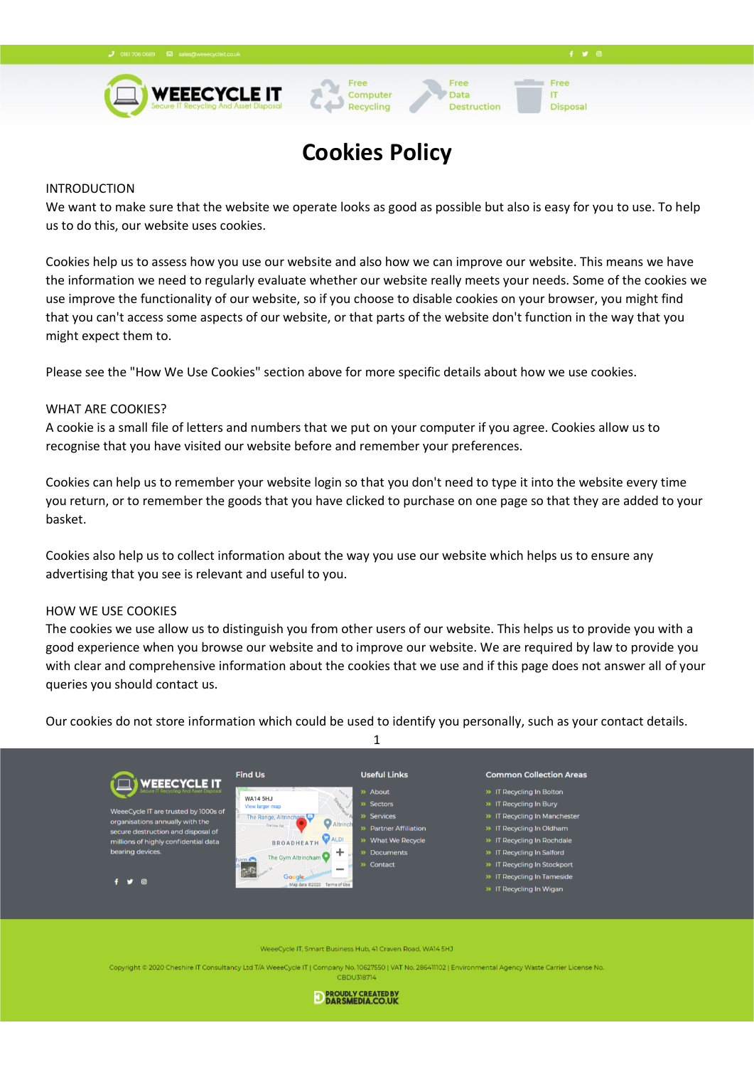0161 706 0689 sales@weeecycleit.co.uk

**WEEECYCLE IT**
Secure IT Recycling And Asset Disposal

Free Computer Recycling | Free Data Destruction | Free IT Disposal

# Cookies Policy

INTRODUCTION

We want to make sure that the website we operate looks as good as possible but also is easy for you to use. To help us to do this, our website uses cookies.

Cookies help us to assess how you use our website and also how we can improve our website. This means we have the information we need to regularly evaluate whether our website really meets your needs. Some of the cookies we use improve the functionality of our website, so if you choose to disable cookies on your browser, you might find that you can't access some aspects of our website, or that parts of the website don't function in the way that you might expect them to.

Please see the "How We Use Cookies" section above for more specific details about how we use cookies.

WHAT ARE COOKIES?

A cookie is a small file of letters and numbers that we put on your computer if you agree. Cookies allow us to recognise that you have visited our website before and remember your preferences.

Cookies can help us to remember your website login so that you don't need to type it into the website every time you return, or to remember the goods that you have clicked to purchase on one page so that they are added to your basket.

Cookies also help us to collect information about the way you use our website which helps us to ensure any advertising that you see is relevant and useful to you.

HOW WE USE COOKIES

The cookies we use allow us to distinguish you from other users of our website. This helps us to provide you with a good experience when you browse our website and to improve our website. We are required by law to provide you with clear and comprehensive information about the cookies that we use and if this page does not answer all of your queries you should contact us.

Our cookies do not store information which could be used to identify you personally, such as your contact details.

**WEEECYCLE IT**
Secure IT Recycling And Asset Disposal

WeeeCycle IT are trusted by 1000s of organisations annually with the secure destruction and disposal of millions of highly confidential data bearing devices.

**Find Us**

WA14 5HJ
View larger map

**Useful Links**

- About
- Sectors
- Services
- Partner Affiliation
- What We Recycle
- Documents
- Contact

**Common Collection Areas**

- IT Recycling In Bolton
- IT Recycling In Bury
- IT Recycling In Manchester
- IT Recycling In Oldham
- IT Recycling In Rochdale
- IT Recycling In Salford
- IT Recycling In Stockport
- IT Recycling In Tameside
- IT Recycling In Wigan

WeeeCycle IT, Smart Business Hub, 41 Craven Road, WA14 5HJ

Copyright © 2020 Cheshire IT Consultancy Ltd T/A WeeeCycle IT | Company No. 10627550 | VAT No. 286411102 | Environmental Agency Waste Carrier License No. CBDU318714

PROUDLY CREATED BY DARSMEDIA.CO.UK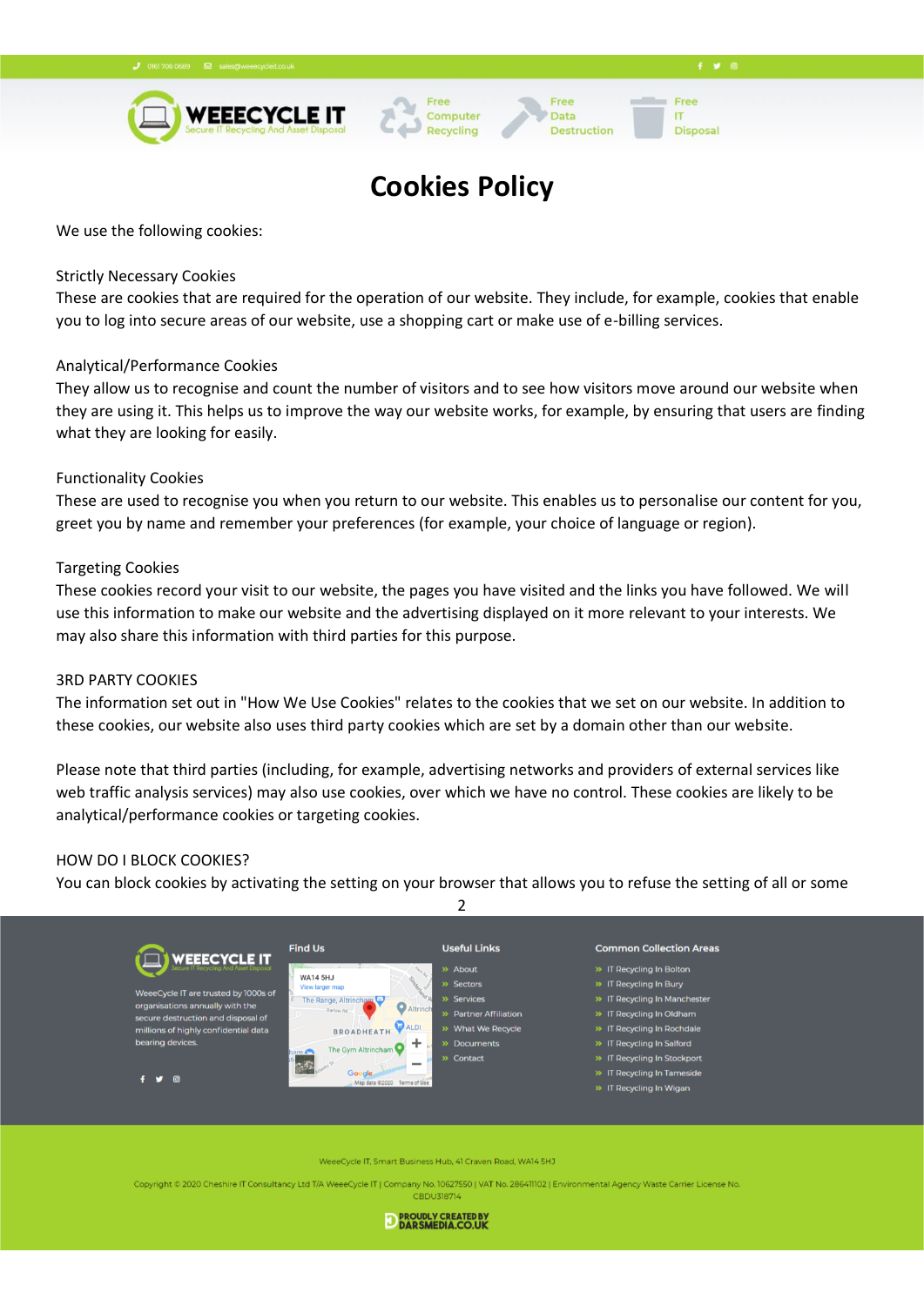# Cookies Policy

We use the following cookies:

Strictly Necessary Cookies
These are cookies that are required for the operation of our website. They include, for example, cookies that enable you to log into secure areas of our website, use a shopping cart or make use of e-billing services.

Analytical/Performance Cookies
They allow us to recognise and count the number of visitors and to see how visitors move around our website when they are using it. This helps us to improve the way our website works, for example, by ensuring that users are finding what they are looking for easily.

Functionality Cookies
These are used to recognise you when you return to our website. This enables us to personalise our content for you, greet you by name and remember your preferences (for example, your choice of language or region).

Targeting Cookies
These cookies record your visit to our website, the pages you have visited and the links you have followed. We will use this information to make our website and the advertising displayed on it more relevant to your interests. We may also share this information with third parties for this purpose.

3RD PARTY COOKIES
The information set out in "How We Use Cookies" relates to the cookies that we set on our website. In addition to these cookies, our website also uses third party cookies which are set by a domain other than our website.

Please note that third parties (including, for example, advertising networks and providers of external services like web traffic analysis services) may also use cookies, over which we have no control. These cookies are likely to be analytical/performance cookies or targeting cookies.

HOW DO I BLOCK COOKIES?
You can block cookies by activating the setting on your browser that allows you to refuse the setting of all or some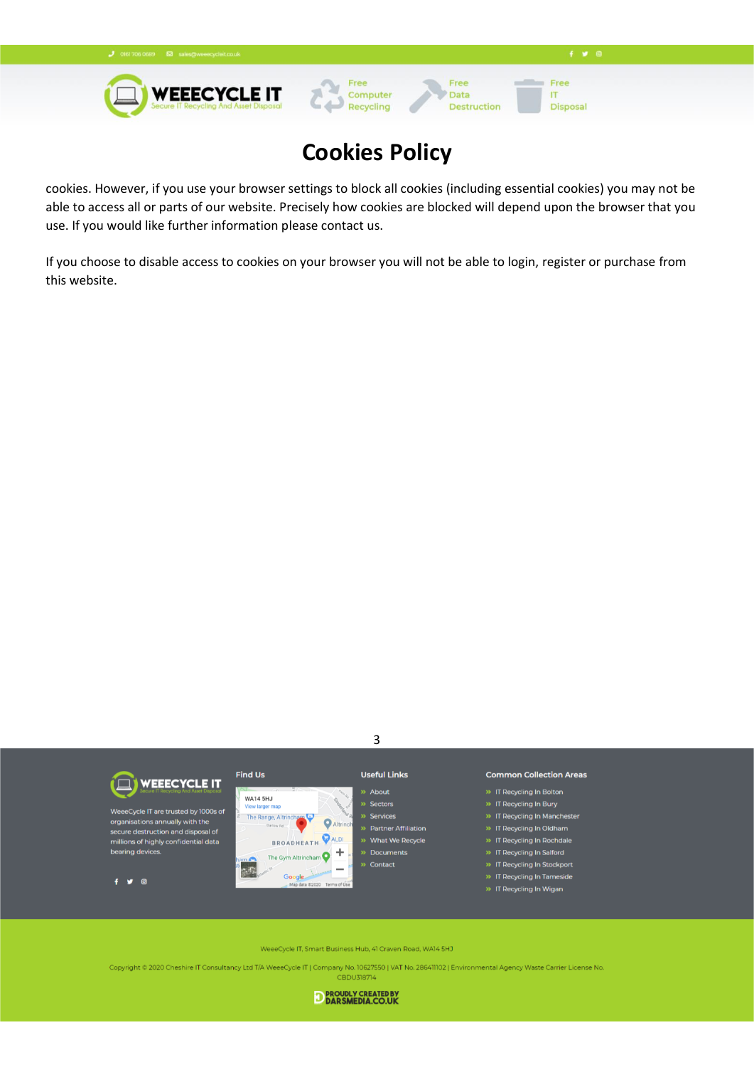# Cookies Policy

cookies. However, if you use your browser settings to block all cookies (including essential cookies) you may not be able to access all or parts of our website. Precisely how cookies are blocked will depend upon the browser that you use. If you would like further information please contact us.

If you choose to disable access to cookies on your browser you will not be able to login, register or purchase from this website.